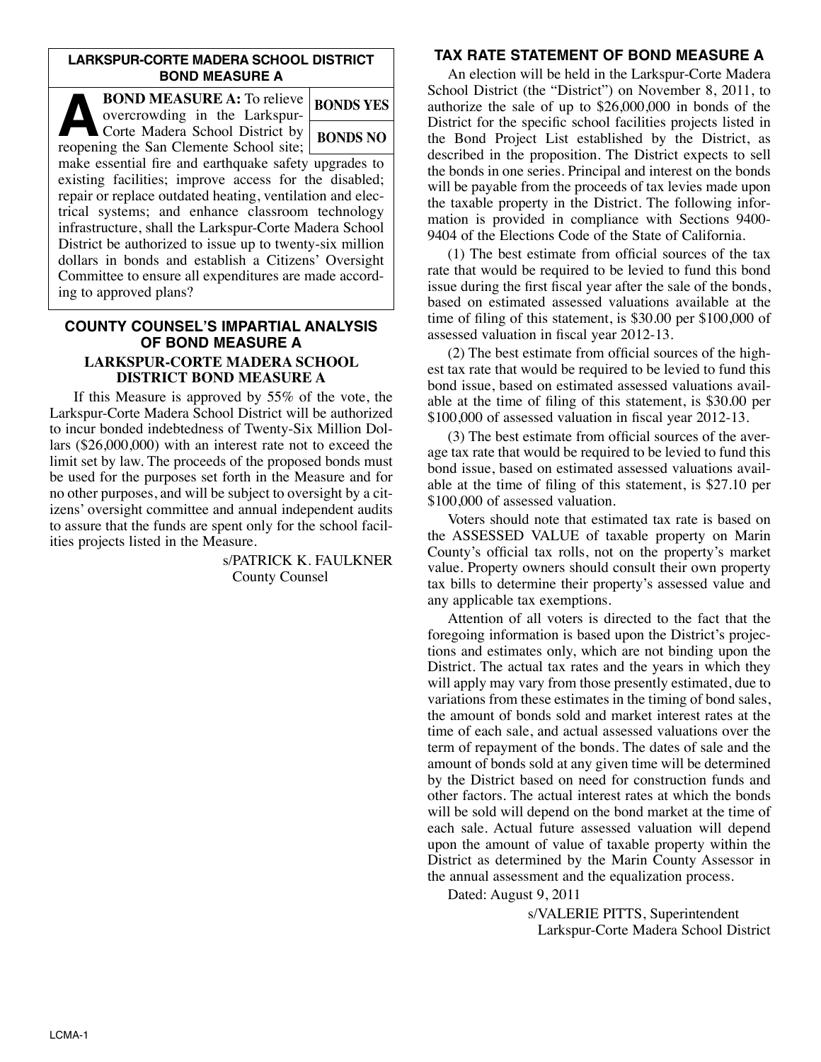## LARKSPUR-CORTE MADERA SCHOOL DISTRICT BOND MEASURE A

| **A** | **BOND MEASURE A:** To relieve overcrowding in the Larkspur-Corte Madera School District by reopening the San Clemente School site; make essential fire and earthquake safety upgrades to existing facilities; improve access for the disabled; repair or replace outdated heating, ventilation and electrical systems; and enhance classroom technology infrastructure, shall the Larkspur-Corte Madera School District be authorized to issue up to twenty-six million dollars in bonds and establish a Citizens' Oversight Committee to ensure all expenditures are made according to approved plans? | **BONDS YES** |
| --- | --- | --- |
| | | **BONDS NO** |

## COUNTY COUNSEL'S IMPARTIAL ANALYSIS OF BOND MEASURE A

### LARKSPUR-CORTE MADERA SCHOOL DISTRICT BOND MEASURE A

If this Measure is approved by 55% of the vote, the Larkspur-Corte Madera School District will be authorized to incur bonded indebtedness of Twenty-Six Million Dollars ($26,000,000) with an interest rate not to exceed the limit set by law. The proceeds of the proposed bonds must be used for the purposes set forth in the Measure and for no other purposes, and will be subject to oversight by a citizens' oversight committee and annual independent audits to assure that the funds are spent only for the school facilities projects listed in the Measure.

s/PATRICK K. FAULKNER
County Counsel

## TAX RATE STATEMENT OF BOND MEASURE A

An election will be held in the Larkspur-Corte Madera School District (the "District") on November 8, 2011, to authorize the sale of up to $26,000,000 in bonds of the District for the specific school facilities projects listed in the Bond Project List established by the District, as described in the proposition. The District expects to sell the bonds in one series. Principal and interest on the bonds will be payable from the proceeds of tax levies made upon the taxable property in the District. The following information is provided in compliance with Sections 9400-9404 of the Elections Code of the State of California.

(1) The best estimate from official sources of the tax rate that would be required to be levied to fund this bond issue during the first fiscal year after the sale of the bonds, based on estimated assessed valuations available at the time of filing of this statement, is $30.00 per $100,000 of assessed valuation in fiscal year 2012-13.

(2) The best estimate from official sources of the highest tax rate that would be required to be levied to fund this bond issue, based on estimated assessed valuations available at the time of filing of this statement, is $30.00 per $100,000 of assessed valuation in fiscal year 2012-13.

(3) The best estimate from official sources of the average tax rate that would be required to be levied to fund this bond issue, based on estimated assessed valuations available at the time of filing of this statement, is $27.10 per $100,000 of assessed valuation.

Voters should note that estimated tax rate is based on the ASSESSED VALUE of taxable property on Marin County's official tax rolls, not on the property's market value. Property owners should consult their own property tax bills to determine their property's assessed value and any applicable tax exemptions.

Attention of all voters is directed to the fact that the foregoing information is based upon the District's projections and estimates only, which are not binding upon the District. The actual tax rates and the years in which they will apply may vary from those presently estimated, due to variations from these estimates in the timing of bond sales, the amount of bonds sold and market interest rates at the time of each sale, and actual assessed valuations over the term of repayment of the bonds. The dates of sale and the amount of bonds sold at any given time will be determined by the District based on need for construction funds and other factors. The actual interest rates at which the bonds will be sold will depend on the bond market at the time of each sale. Actual future assessed valuation will depend upon the amount of value of taxable property within the District as determined by the Marin County Assessor in the annual assessment and the equalization process.

Dated: August 9, 2011

s/VALERIE PITTS, Superintendent
Larkspur-Corte Madera School District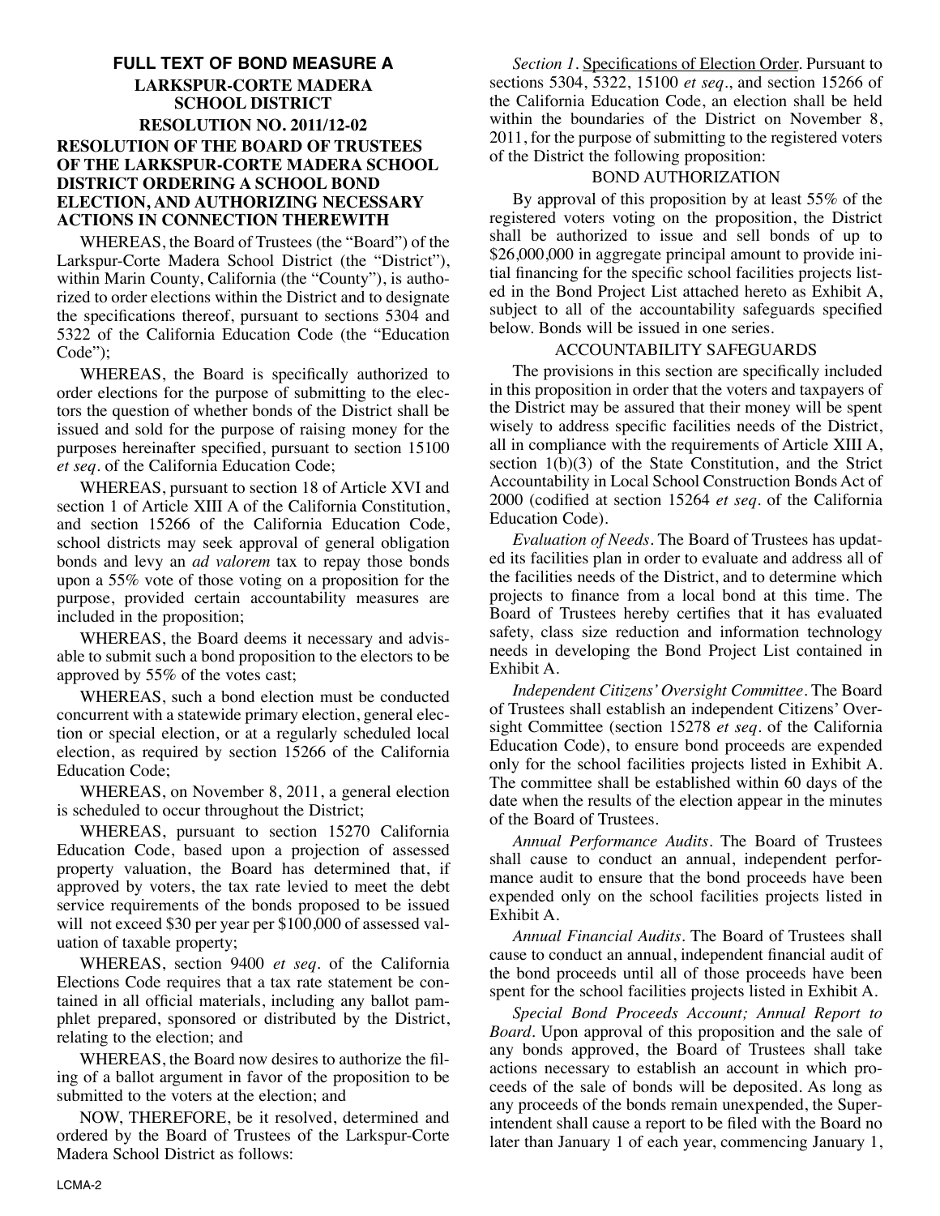**FULL TEXT OF BOND MEASURE A**

# LARKSPUR-CORTE MADERA SCHOOL DISTRICT

## RESOLUTION NO. 2011/12-02

## RESOLUTION OF THE BOARD OF TRUSTEES OF THE LARKSPUR-CORTE MADERA SCHOOL DISTRICT ORDERING A SCHOOL BOND ELECTION, AND AUTHORIZING NECESSARY ACTIONS IN CONNECTION THEREWITH

WHEREAS, the Board of Trustees (the "Board") of the Larkspur-Corte Madera School District (the "District"), within Marin County, California (the "County"), is authorized to order elections within the District and to designate the specifications thereof, pursuant to sections 5304 and 5322 of the California Education Code (the "Education Code");

WHEREAS, the Board is specifically authorized to order elections for the purpose of submitting to the electors the question of whether bonds of the District shall be issued and sold for the purpose of raising money for the purposes hereinafter specified, pursuant to section 15100 *et seq.* of the California Education Code;

WHEREAS, pursuant to section 18 of Article XVI and section 1 of Article XIII A of the California Constitution, and section 15266 of the California Education Code, school districts may seek approval of general obligation bonds and levy an *ad valorem* tax to repay those bonds upon a 55% vote of those voting on a proposition for the purpose, provided certain accountability measures are included in the proposition;

WHEREAS, the Board deems it necessary and advisable to submit such a bond proposition to the electors to be approved by 55% of the votes cast;

WHEREAS, such a bond election must be conducted concurrent with a statewide primary election, general election or special election, or at a regularly scheduled local election, as required by section 15266 of the California Education Code;

WHEREAS, on November 8, 2011, a general election is scheduled to occur throughout the District;

WHEREAS, pursuant to section 15270 California Education Code, based upon a projection of assessed property valuation, the Board has determined that, if approved by voters, the tax rate levied to meet the debt service requirements of the bonds proposed to be issued will not exceed $30 per year per $100,000 of assessed valuation of taxable property;

WHEREAS, section 9400 *et seq.* of the California Elections Code requires that a tax rate statement be contained in all official materials, including any ballot pamphlet prepared, sponsored or distributed by the District, relating to the election; and

WHEREAS, the Board now desires to authorize the filing of a ballot argument in favor of the proposition to be submitted to the voters at the election; and

NOW, THEREFORE, be it resolved, determined and ordered by the Board of Trustees of the Larkspur-Corte Madera School District as follows:

*Section 1.* Specifications of Election Order. Pursuant to sections 5304, 5322, 15100 *et seq.*, and section 15266 of the California Education Code, an election shall be held within the boundaries of the District on November 8, 2011, for the purpose of submitting to the registered voters of the District the following proposition:

BOND AUTHORIZATION

By approval of this proposition by at least 55% of the registered voters voting on the proposition, the District shall be authorized to issue and sell bonds of up to $26,000,000 in aggregate principal amount to provide initial financing for the specific school facilities projects listed in the Bond Project List attached hereto as Exhibit A, subject to all of the accountability safeguards specified below. Bonds will be issued in one series.

ACCOUNTABILITY SAFEGUARDS

The provisions in this section are specifically included in this proposition in order that the voters and taxpayers of the District may be assured that their money will be spent wisely to address specific facilities needs of the District, all in compliance with the requirements of Article XIII A, section 1(b)(3) of the State Constitution, and the Strict Accountability in Local School Construction Bonds Act of 2000 (codified at section 15264 *et seq.* of the California Education Code).

*Evaluation of Needs.* The Board of Trustees has updated its facilities plan in order to evaluate and address all of the facilities needs of the District, and to determine which projects to finance from a local bond at this time. The Board of Trustees hereby certifies that it has evaluated safety, class size reduction and information technology needs in developing the Bond Project List contained in Exhibit A.

*Independent Citizens' Oversight Committee.* The Board of Trustees shall establish an independent Citizens' Oversight Committee (section 15278 *et seq.* of the California Education Code), to ensure bond proceeds are expended only for the school facilities projects listed in Exhibit A. The committee shall be established within 60 days of the date when the results of the election appear in the minutes of the Board of Trustees.

*Annual Performance Audits.* The Board of Trustees shall cause to conduct an annual, independent performance audit to ensure that the bond proceeds have been expended only on the school facilities projects listed in Exhibit A.

*Annual Financial Audits.* The Board of Trustees shall cause to conduct an annual, independent financial audit of the bond proceeds until all of those proceeds have been spent for the school facilities projects listed in Exhibit A.

*Special Bond Proceeds Account; Annual Report to Board.* Upon approval of this proposition and the sale of any bonds approved, the Board of Trustees shall take actions necessary to establish an account in which proceeds of the sale of bonds will be deposited. As long as any proceeds of the bonds remain unexpended, the Superintendent shall cause a report to be filed with the Board no later than January 1 of each year, commencing January 1,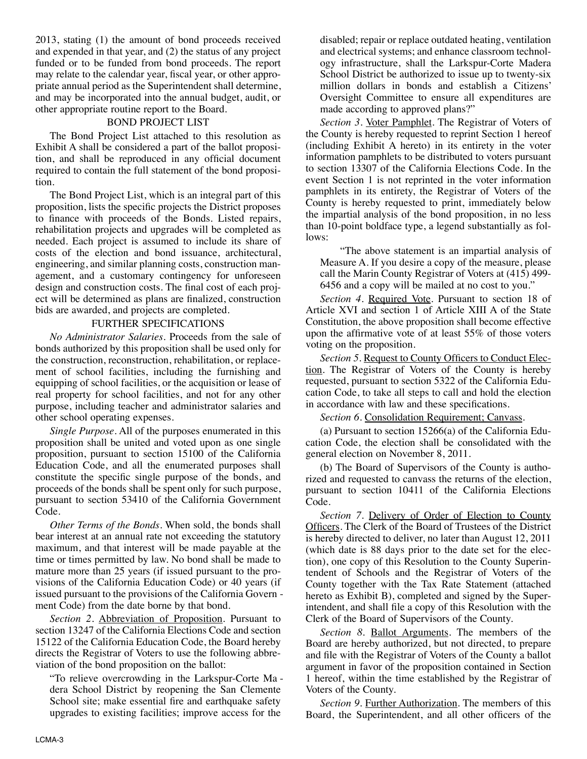2013, stating (1) the amount of bond proceeds received and expended in that year, and (2) the status of any project funded or to be funded from bond proceeds. The report may relate to the calendar year, fiscal year, or other appropriate annual period as the Superintendent shall determine, and may be incorporated into the annual budget, audit, or other appropriate routine report to the Board.

BOND PROJECT LIST

The Bond Project List attached to this resolution as Exhibit A shall be considered a part of the ballot proposition, and shall be reproduced in any official document required to contain the full statement of the bond proposition.

The Bond Project List, which is an integral part of this proposition, lists the specific projects the District proposes to finance with proceeds of the Bonds. Listed repairs, rehabilitation projects and upgrades will be completed as needed. Each project is assumed to include its share of costs of the election and bond issuance, architectural, engineering, and similar planning costs, construction management, and a customary contingency for unforeseen design and construction costs. The final cost of each project will be determined as plans are finalized, construction bids are awarded, and projects are completed.

FURTHER SPECIFICATIONS

*No Administrator Salaries.* Proceeds from the sale of bonds authorized by this proposition shall be used only for the construction, reconstruction, rehabilitation, or replacement of school facilities, including the furnishing and equipping of school facilities, or the acquisition or lease of real property for school facilities, and not for any other purpose, including teacher and administrator salaries and other school operating expenses.

*Single Purpose.* All of the purposes enumerated in this proposition shall be united and voted upon as one single proposition, pursuant to section 15100 of the California Education Code, and all the enumerated purposes shall constitute the specific single purpose of the bonds, and proceeds of the bonds shall be spent only for such purpose, pursuant to section 53410 of the California Government Code.

*Other Terms of the Bonds.* When sold, the bonds shall bear interest at an annual rate not exceeding the statutory maximum, and that interest will be made payable at the time or times permitted by law. No bond shall be made to mature more than 25 years (if issued pursuant to the provisions of the California Education Code) or 40 years (if issued pursuant to the provisions of the California Government Code) from the date borne by that bond.

*Section 2.* Abbreviation of Proposition. Pursuant to section 13247 of the California Elections Code and section 15122 of the California Education Code, the Board hereby directs the Registrar of Voters to use the following abbreviation of the bond proposition on the ballot:

"To relieve overcrowding in the Larkspur-Corte Madera School District by reopening the San Clemente School site; make essential fire and earthquake safety upgrades to existing facilities; improve access for the disabled; repair or replace outdated heating, ventilation and electrical systems; and enhance classroom technology infrastructure, shall the Larkspur-Corte Madera School District be authorized to issue up to twenty-six million dollars in bonds and establish a Citizens' Oversight Committee to ensure all expenditures are made according to approved plans?"

*Section 3.* Voter Pamphlet. The Registrar of Voters of the County is hereby requested to reprint Section 1 hereof (including Exhibit A hereto) in its entirety in the voter information pamphlets to be distributed to voters pursuant to section 13307 of the California Elections Code. In the event Section 1 is not reprinted in the voter information pamphlets in its entirety, the Registrar of Voters of the County is hereby requested to print, immediately below the impartial analysis of the bond proposition, in no less than 10-point boldface type, a legend substantially as follows:

"The above statement is an impartial analysis of Measure A. If you desire a copy of the measure, please call the Marin County Registrar of Voters at (415) 499-6456 and a copy will be mailed at no cost to you."

*Section 4.* Required Vote. Pursuant to section 18 of Article XVI and section 1 of Article XIII A of the State Constitution, the above proposition shall become effective upon the affirmative vote of at least 55% of those voters voting on the proposition.

*Section 5.* Request to County Officers to Conduct Election. The Registrar of Voters of the County is hereby requested, pursuant to section 5322 of the California Education Code, to take all steps to call and hold the election in accordance with law and these specifications.

*Section 6.* Consolidation Requirement; Canvass.

(a) Pursuant to section 15266(a) of the California Education Code, the election shall be consolidated with the general election on November 8, 2011.

(b) The Board of Supervisors of the County is authorized and requested to canvass the returns of the election, pursuant to section 10411 of the California Elections Code.

*Section 7.* Delivery of Order of Election to County Officers. The Clerk of the Board of Trustees of the District is hereby directed to deliver, no later than August 12, 2011 (which date is 88 days prior to the date set for the election), one copy of this Resolution to the County Superintendent of Schools and the Registrar of Voters of the County together with the Tax Rate Statement (attached hereto as Exhibit B), completed and signed by the Superintendent, and shall file a copy of this Resolution with the Clerk of the Board of Supervisors of the County.

*Section 8.* Ballot Arguments. The members of the Board are hereby authorized, but not directed, to prepare and file with the Registrar of Voters of the County a ballot argument in favor of the proposition contained in Section 1 hereof, within the time established by the Registrar of Voters of the County.

*Section 9.* Further Authorization. The members of this Board, the Superintendent, and all other officers of the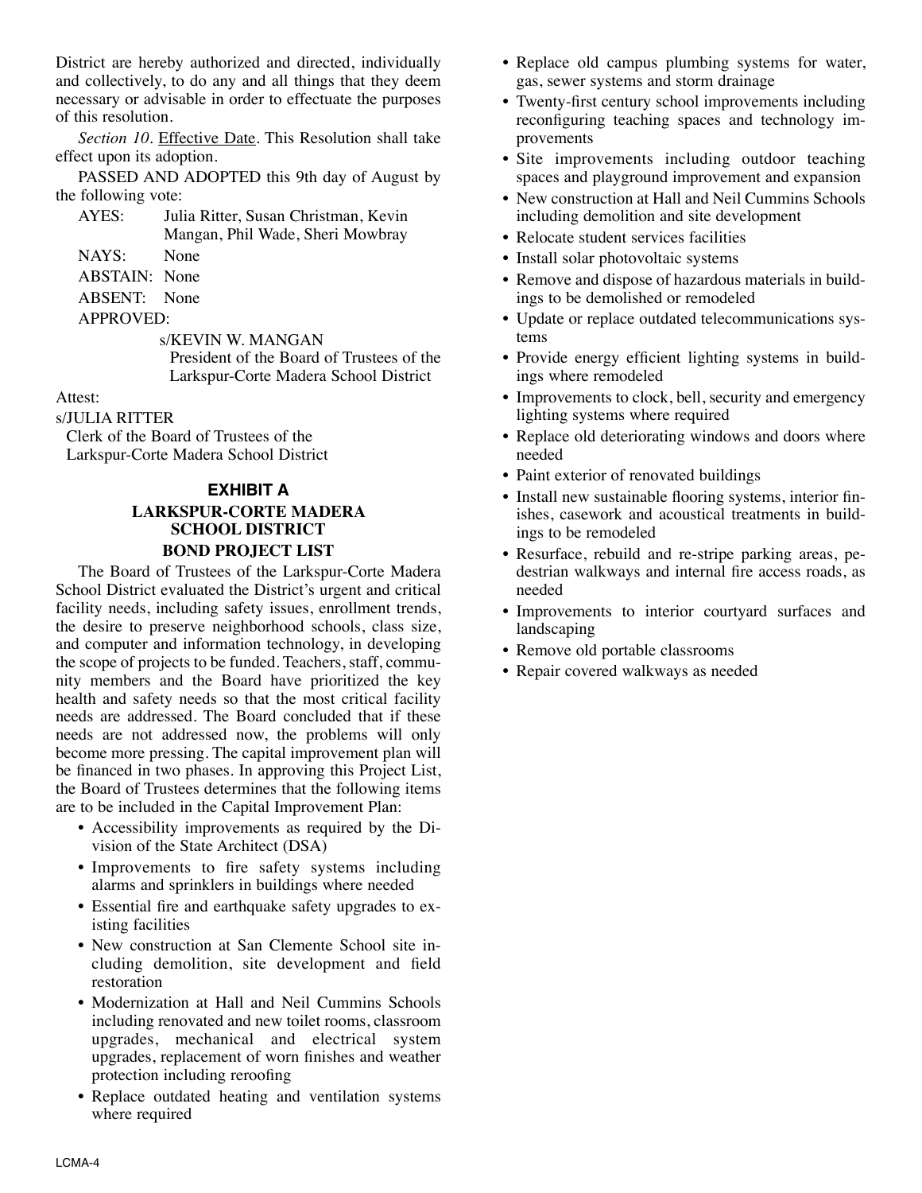District are hereby authorized and directed, individually and collectively, to do any and all things that they deem necessary or advisable in order to effectuate the purposes of this resolution.

*Section 10*. Effective Date. This Resolution shall take effect upon its adoption.

PASSED AND ADOPTED this 9th day of August by the following vote:

AYES: Julia Ritter, Susan Christman, Kevin Mangan, Phil Wade, Sheri Mowbray

NAYS: None

ABSTAIN: None

ABSENT: None

APPROVED:

s/KEVIN W. MANGAN
President of the Board of Trustees of the Larkspur-Corte Madera School District

Attest:

s/JULIA RITTER
Clerk of the Board of Trustees of the Larkspur-Corte Madera School District

## EXHIBIT A

### LARKSPUR-CORTE MADERA SCHOOL DISTRICT

### BOND PROJECT LIST

The Board of Trustees of the Larkspur-Corte Madera School District evaluated the District's urgent and critical facility needs, including safety issues, enrollment trends, the desire to preserve neighborhood schools, class size, and computer and information technology, in developing the scope of projects to be funded. Teachers, staff, community members and the Board have prioritized the key health and safety needs so that the most critical facility needs are addressed. The Board concluded that if these needs are not addressed now, the problems will only become more pressing. The capital improvement plan will be financed in two phases. In approving this Project List, the Board of Trustees determines that the following items are to be included in the Capital Improvement Plan:

- Accessibility improvements as required by the Division of the State Architect (DSA)
- Improvements to fire safety systems including alarms and sprinklers in buildings where needed
- Essential fire and earthquake safety upgrades to existing facilities
- New construction at San Clemente School site including demolition, site development and field restoration
- Modernization at Hall and Neil Cummins Schools including renovated and new toilet rooms, classroom upgrades, mechanical and electrical system upgrades, replacement of worn finishes and weather protection including reroofing
- Replace outdated heating and ventilation systems where required
- Replace old campus plumbing systems for water, gas, sewer systems and storm drainage
- Twenty-first century school improvements including reconfiguring teaching spaces and technology improvements
- Site improvements including outdoor teaching spaces and playground improvement and expansion
- New construction at Hall and Neil Cummins Schools including demolition and site development
- Relocate student services facilities
- Install solar photovoltaic systems
- Remove and dispose of hazardous materials in buildings to be demolished or remodeled
- Update or replace outdated telecommunications systems
- Provide energy efficient lighting systems in buildings where remodeled
- Improvements to clock, bell, security and emergency lighting systems where required
- Replace old deteriorating windows and doors where needed
- Paint exterior of renovated buildings
- Install new sustainable flooring systems, interior finishes, casework and acoustical treatments in buildings to be remodeled
- Resurface, rebuild and re-stripe parking areas, pedestrian walkways and internal fire access roads, as needed
- Improvements to interior courtyard surfaces and landscaping
- Remove old portable classrooms
- Repair covered walkways as needed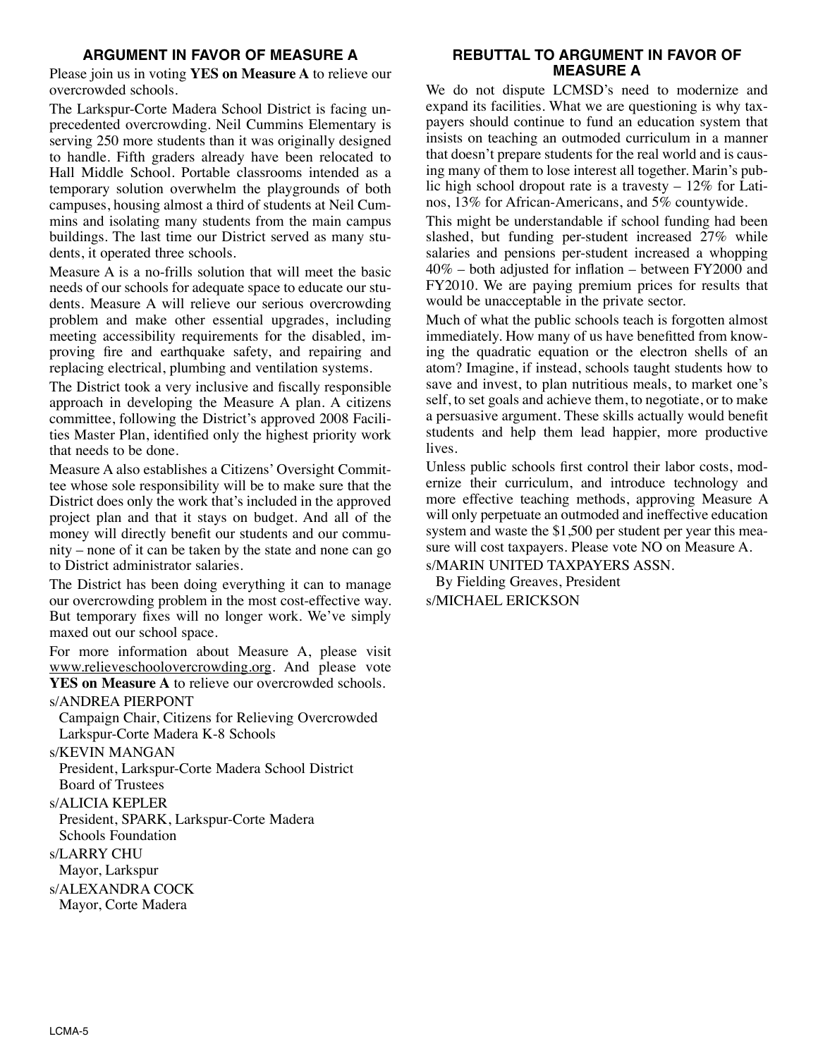## ARGUMENT IN FAVOR OF MEASURE A

Please join us in voting **YES on Measure A** to relieve our overcrowded schools.

The Larkspur-Corte Madera School District is facing unprecedented overcrowding. Neil Cummins Elementary is serving 250 more students than it was originally designed to handle. Fifth graders already have been relocated to Hall Middle School. Portable classrooms intended as a temporary solution overwhelm the playgrounds of both campuses, housing almost a third of students at Neil Cummins and isolating many students from the main campus buildings. The last time our District served as many students, it operated three schools.

Measure A is a no-frills solution that will meet the basic needs of our schools for adequate space to educate our students. Measure A will relieve our serious overcrowding problem and make other essential upgrades, including meeting accessibility requirements for the disabled, improving fire and earthquake safety, and repairing and replacing electrical, plumbing and ventilation systems.

The District took a very inclusive and fiscally responsible approach in developing the Measure A plan. A citizens committee, following the District's approved 2008 Facilities Master Plan, identified only the highest priority work that needs to be done.

Measure A also establishes a Citizens' Oversight Committee whose sole responsibility will be to make sure that the District does only the work that's included in the approved project plan and that it stays on budget. And all of the money will directly benefit our students and our community – none of it can be taken by the state and none can go to District administrator salaries.

The District has been doing everything it can to manage our overcrowding problem in the most cost-effective way. But temporary fixes will no longer work. We've simply maxed out our school space.

For more information about Measure A, please visit www.relieveschoolovercrowding.org. And please vote **YES on Measure A** to relieve our overcrowded schools.

s/ANDREA PIERPONT
Campaign Chair, Citizens for Relieving Overcrowded Larkspur-Corte Madera K-8 Schools

s/KEVIN MANGAN
President, Larkspur-Corte Madera School District Board of Trustees

s/ALICIA KEPLER
President, SPARK, Larkspur-Corte Madera Schools Foundation

s/LARRY CHU
Mayor, Larkspur

s/ALEXANDRA COCK
Mayor, Corte Madera

## REBUTTAL TO ARGUMENT IN FAVOR OF MEASURE A

We do not dispute LCMSD's need to modernize and expand its facilities. What we are questioning is why taxpayers should continue to fund an education system that insists on teaching an outmoded curriculum in a manner that doesn't prepare students for the real world and is causing many of them to lose interest all together. Marin's public high school dropout rate is a travesty – 12% for Latinos, 13% for African-Americans, and 5% countywide.

This might be understandable if school funding had been slashed, but funding per-student increased 27% while salaries and pensions per-student increased a whopping 40% – both adjusted for inflation – between FY2000 and FY2010. We are paying premium prices for results that would be unacceptable in the private sector.

Much of what the public schools teach is forgotten almost immediately. How many of us have benefitted from knowing the quadratic equation or the electron shells of an atom? Imagine, if instead, schools taught students how to save and invest, to plan nutritious meals, to market one's self, to set goals and achieve them, to negotiate, or to make a persuasive argument. These skills actually would benefit students and help them lead happier, more productive lives.

Unless public schools first control their labor costs, modernize their curriculum, and introduce technology and more effective teaching methods, approving Measure A will only perpetuate an outmoded and ineffective education system and waste the $1,500 per student per year this measure will cost taxpayers. Please vote NO on Measure A.

s/MARIN UNITED TAXPAYERS ASSN.
By Fielding Greaves, President

s/MICHAEL ERICKSON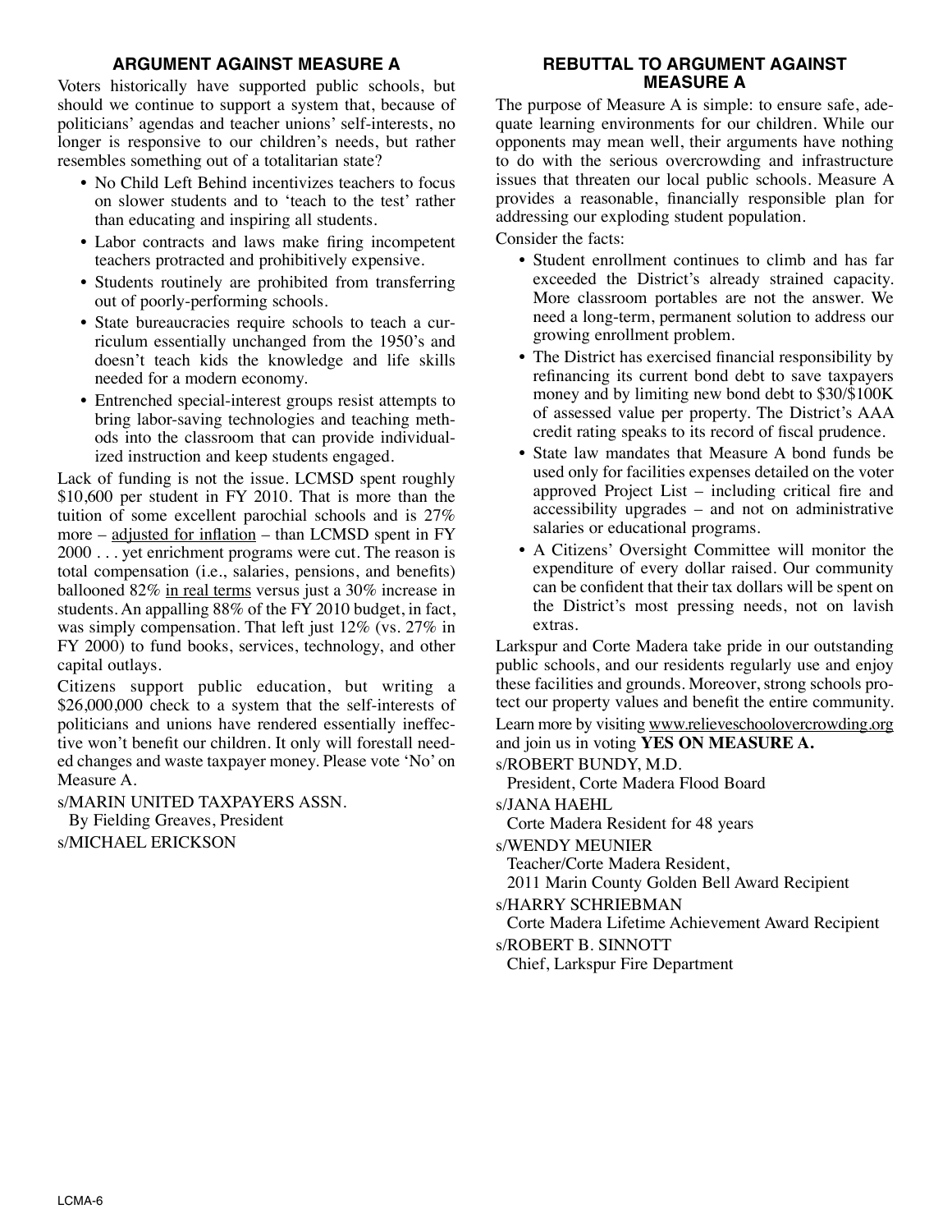## ARGUMENT AGAINST MEASURE A

Voters historically have supported public schools, but should we continue to support a system that, because of politicians' agendas and teacher unions' self-interests, no longer is responsive to our children's needs, but rather resembles something out of a totalitarian state?

- No Child Left Behind incentivizes teachers to focus on slower students and to 'teach to the test' rather than educating and inspiring all students.
- Labor contracts and laws make firing incompetent teachers protracted and prohibitively expensive.
- Students routinely are prohibited from transferring out of poorly-performing schools.
- State bureaucracies require schools to teach a curriculum essentially unchanged from the 1950's and doesn't teach kids the knowledge and life skills needed for a modern economy.
- Entrenched special-interest groups resist attempts to bring labor-saving technologies and teaching methods into the classroom that can provide individualized instruction and keep students engaged.

Lack of funding is not the issue. LCMSD spent roughly $10,600 per student in FY 2010. That is more than the tuition of some excellent parochial schools and is 27% more – adjusted for inflation – than LCMSD spent in FY 2000 . . . yet enrichment programs were cut. The reason is total compensation (i.e., salaries, pensions, and benefits) ballooned 82% in real terms versus just a 30% increase in students. An appalling 88% of the FY 2010 budget, in fact, was simply compensation. That left just 12% (vs. 27% in FY 2000) to fund books, services, technology, and other capital outlays.

Citizens support public education, but writing a $26,000,000 check to a system that the self-interests of politicians and unions have rendered essentially ineffective won't benefit our children. It only will forestall needed changes and waste taxpayer money. Please vote 'No' on Measure A.

s/MARIN UNITED TAXPAYERS ASSN.
By Fielding Greaves, President

s/MICHAEL ERICKSON

## REBUTTAL TO ARGUMENT AGAINST MEASURE A

The purpose of Measure A is simple: to ensure safe, adequate learning environments for our children. While our opponents may mean well, their arguments have nothing to do with the serious overcrowding and infrastructure issues that threaten our local public schools. Measure A provides a reasonable, financially responsible plan for addressing our exploding student population.

Consider the facts:

- Student enrollment continues to climb and has far exceeded the District's already strained capacity. More classroom portables are not the answer. We need a long-term, permanent solution to address our growing enrollment problem.
- The District has exercised financial responsibility by refinancing its current bond debt to save taxpayers money and by limiting new bond debt to $30/$100K of assessed value per property. The District's AAA credit rating speaks to its record of fiscal prudence.
- State law mandates that Measure A bond funds be used only for facilities expenses detailed on the voter approved Project List – including critical fire and accessibility upgrades – and not on administrative salaries or educational programs.
- A Citizens' Oversight Committee will monitor the expenditure of every dollar raised. Our community can be confident that their tax dollars will be spent on the District's most pressing needs, not on lavish extras.

Larkspur and Corte Madera take pride in our outstanding public schools, and our residents regularly use and enjoy these facilities and grounds. Moreover, strong schools protect our property values and benefit the entire community.

Learn more by visiting www.relieveschoolovercrowding.org and join us in voting **YES ON MEASURE A.**

s/ROBERT BUNDY, M.D.
President, Corte Madera Flood Board

s/JANA HAEHL
Corte Madera Resident for 48 years

s/WENDY MEUNIER
Teacher/Corte Madera Resident,
2011 Marin County Golden Bell Award Recipient

s/HARRY SCHRIEBMAN
Corte Madera Lifetime Achievement Award Recipient

s/ROBERT B. SINNOTT
Chief, Larkspur Fire Department